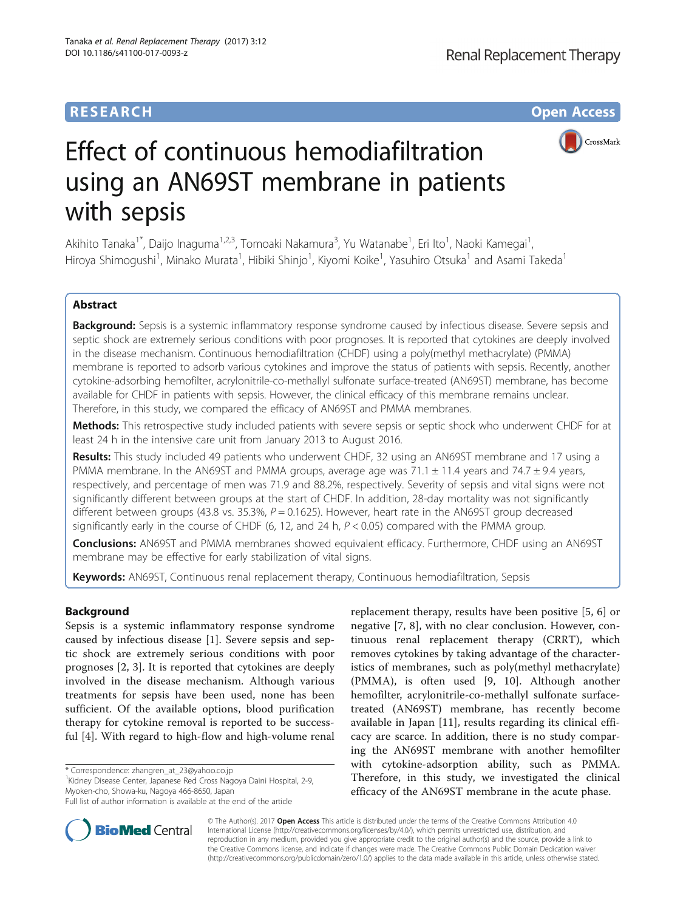RESEARCH Open Access

# Effect of continuous hemodiafiltration using an AN69ST membrane in patients with sepsis

Akihito Tanaka[1*], Daijo Inaguma[1,2,3], Tomoaki Nakamura[3], Yu Watanabe[1], Eri Ito[1], Naoki Kamegai[1], Hiroya Shimogushi[1], Minako Murata[1], Hibiki Shinjo[1], Kiyomi Koike[1], Yasuhiro Otsuka[1] and Asami Takeda[1]

## Abstract

**Background:** Sepsis is a systemic inflammatory response syndrome caused by infectious disease. Severe sepsis and septic shock are extremely serious conditions with poor prognoses. It is reported that cytokines are deeply involved in the disease mechanism. Continuous hemodiafiltration (CHDF) using a poly(methyl methacrylate) (PMMA) membrane is reported to adsorb various cytokines and improve the status of patients with sepsis. Recently, another cytokine-adsorbing hemofilter, acrylonitrile-co-methallyl sulfonate surface-treated (AN69ST) membrane, has become available for CHDF in patients with sepsis. However, the clinical efficacy of this membrane remains unclear. Therefore, in this study, we compared the efficacy of AN69ST and PMMA membranes.

**Methods:** This retrospective study included patients with severe sepsis or septic shock who underwent CHDF for at least 24 h in the intensive care unit from January 2013 to August 2016.

**Results:** This study included 49 patients who underwent CHDF, 32 using an AN69ST membrane and 17 using a PMMA membrane. In the AN69ST and PMMA groups, average age was 71.1 ± 11.4 years and 74.7 ± 9.4 years, respectively, and percentage of men was 71.9 and 88.2%, respectively. Severity of sepsis and vital signs were not significantly different between groups at the start of CHDF. In addition, 28-day mortality was not significantly different between groups (43.8 vs. 35.3%, $P = 0.1625$). However, heart rate in the AN69ST group decreased significantly early in the course of CHDF (6, 12, and 24 h, $P < 0.05$) compared with the PMMA group.

**Conclusions:** AN69ST and PMMA membranes showed equivalent efficacy. Furthermore, CHDF using an AN69ST membrane may be effective for early stabilization of vital signs.

**Keywords:** AN69ST, Continuous renal replacement therapy, Continuous hemodiafiltration, Sepsis

## Background

Sepsis is a systemic inflammatory response syndrome caused by infectious disease [1]. Severe sepsis and septic shock are extremely serious conditions with poor prognoses [2, 3]. It is reported that cytokines are deeply involved in the disease mechanism. Although various treatments for sepsis have been used, none has been sufficient. Of the available options, blood purification therapy for cytokine removal is reported to be successful [4]. With regard to high-flow and high-volume renal replacement therapy, results have been positive [5, 6] or negative [7, 8], with no clear conclusion. However, continuous renal replacement therapy (CRRT), which removes cytokines by taking advantage of the characteristics of membranes, such as poly(methyl methacrylate) (PMMA), is often used [9, 10]. Although another hemofilter, acrylonitrile-co-methallyl sulfonate surface-treated (AN69ST) membrane, has recently become available in Japan [11], results regarding its clinical efficacy are scarce. In addition, there is no study comparing the AN69ST membrane with another hemofilter with cytokine-adsorption ability, such as PMMA. Therefore, in this study, we investigated the clinical efficacy of the AN69ST membrane in the acute phase.

* Correspondence: zhangren_at_23@yahoo.co.jp
[1]Kidney Disease Center, Japanese Red Cross Nagoya Daini Hospital, 2-9, Myoken-cho, Showa-ku, Nagoya 466-8650, Japan
Full list of author information is available at the end of the article

© The Author(s). 2017 **Open Access** This article is distributed under the terms of the Creative Commons Attribution 4.0 International License (http://creativecommons.org/licenses/by/4.0/), which permits unrestricted use, distribution, and reproduction in any medium, provided you give appropriate credit to the original author(s) and the source, provide a link to the Creative Commons license, and indicate if changes were made. The Creative Commons Public Domain Dedication waiver (http://creativecommons.org/publicdomain/zero/1.0/) applies to the data made available in this article, unless otherwise stated.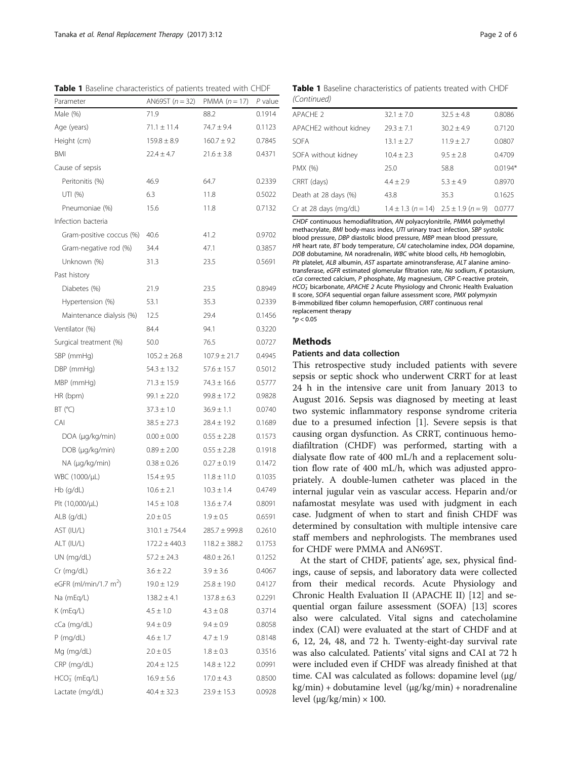**Table 1** Baseline characteristics of patients treated with CHDF

| Parameter | AN69ST ($n = 32$) | PMMA ($n = 17$) | $P$ value |
|---|---|---|---|
| Male (%) | 71.9 | 88.2 | 0.1914 |
| Age (years) | 71.1 ± 11.4 | 74.7 ± 9.4 | 0.1123 |
| Height (cm) | 159.8 ± 8.9 | 160.7 ± 9.2 | 0.7845 |
| BMI | 22.4 ± 4.7 | 21.6 ± 3.8 | 0.4371 |
| Cause of sepsis | | | |
| Peritonitis (%) | 46.9 | 64.7 | 0.2339 |
| UTI (%) | 6.3 | 11.8 | 0.5022 |
| Pneumoniae (%) | 15.6 | 11.8 | 0.7132 |
| Infection bacteria | | | |
| Gram-positive coccus (%) | 40.6 | 41.2 | 0.9702 |
| Gram-negative rod (%) | 34.4 | 47.1 | 0.3857 |
| Unknown (%) | 31.3 | 23.5 | 0.5691 |
| Past history | | | |
| Diabetes (%) | 21.9 | 23.5 | 0.8949 |
| Hypertension (%) | 53.1 | 35.3 | 0.2339 |
| Maintenance dialysis (%) | 12.5 | 29.4 | 0.1456 |
| Ventilator (%) | 84.4 | 94.1 | 0.3220 |
| Surgical treatment (%) | 50.0 | 76.5 | 0.0727 |
| SBP (mmHg) | 105.2 ± 26.8 | 107.9 ± 21.7 | 0.4945 |
| DBP (mmHg) | 54.3 ± 13.2 | 57.6 ± 15.7 | 0.5012 |
| MBP (mmHg) | 71.3 ± 15.9 | 74.3 ± 16.6 | 0.5777 |
| HR (bpm) | 99.1 ± 22.0 | 99.8 ± 17.2 | 0.9828 |
| BT (°C) | 37.3 ± 1.0 | 36.9 ± 1.1 | 0.0740 |
| CAI | 38.5 ± 27.3 | 28.4 ± 19.2 | 0.1689 |
| DOA (μg/kg/min) | 0.00 ± 0.00 | 0.55 ± 2.28 | 0.1573 |
| DOB (μg/kg/min) | 0.89 ± 2.00 | 0.55 ± 2.28 | 0.1918 |
| NA (μg/kg/min) | 0.38 ± 0.26 | 0.27 ± 0.19 | 0.1472 |
| WBC (1000/μL) | 15.4 ± 9.5 | 11.8 ± 11.0 | 0.1035 |
| Hb (g/dL) | 10.6 ± 2.1 | 10.3 ± 1.4 | 0.4749 |
| Plt (10,000/μL) | 14.5 ± 10.8 | 13.6 ± 7.4 | 0.8091 |
| ALB (g/dL) | 2.0 ± 0.5 | 1.9 ± 0.5 | 0.6591 |
| AST (IU/L) | 310.1 ± 754.4 | 285.7 ± 999.8 | 0.2610 |
| ALT (IU/L) | 172.2 ± 440.3 | 118.2 ± 388.2 | 0.1753 |
| UN (mg/dL) | 57.2 ± 24.3 | 48.0 ± 26.1 | 0.1252 |
| Cr (mg/dL) | 3.6 ± 2.2 | 3.9 ± 3.6 | 0.4067 |
| eGFR (ml/min/1.7 $m^2$) | 19.0 ± 12.9 | 25.8 ± 19.0 | 0.4127 |
| Na (mEq/L) | 138.2 ± 4.1 | 137.8 ± 6.3 | 0.2291 |
| K (mEq/L) | 4.5 ± 1.0 | 4.3 ± 0.8 | 0.3714 |
| cCa (mg/dL) | 9.4 ± 0.9 | 9.4 ± 0.9 | 0.8058 |
| P (mg/dL) | 4.6 ± 1.7 | 4.7 ± 1.9 | 0.8148 |
| Mg (mg/dL) | 2.0 ± 0.5 | 1.8 ± 0.3 | 0.3516 |
| CRP (mg/dL) | 20.4 ± 12.5 | 14.8 ± 12.2 | 0.0991 |
| $HCO_3^-$ (mEq/L) | 16.9 ± 5.6 | 17.0 ± 4.3 | 0.8500 |
| Lactate (mg/dL) | 40.4 ± 32.3 | 23.9 ± 15.3 | 0.0928 |
| APACHE 2 | 32.1 ± 7.0 | 32.5 ± 4.8 | 0.8086 |
| APACHE2 without kidney | 29.3 ± 7.1 | 30.2 ± 4.9 | 0.7120 |
| SOFA | 13.1 ± 2.7 | 11.9 ± 2.7 | 0.0807 |
| SOFA without kidney | 10.4 ± 2.3 | 9.5 ± 2.8 | 0.4709 |
| PMX (%) | 25.0 | 58.8 | 0.0194* |
| CRRT (days) | 4.4 ± 2.9 | 5.3 ± 4.9 | 0.8970 |
| Death at 28 days (%) | 43.8 | 35.3 | 0.1625 |
| Cr at 28 days (mg/dL) | 1.4 ± 1.3 ($n = 14$) | 2.5 ± 1.9 ($n = 9$) | 0.0777 |

*CHDF* continuous hemodiafiltration, *AN* polyacrylonitrile, *PMMA* polymethyl methacrylate, *BMI* body-mass index, *UTI* urinary tract infection, *SBP* systolic blood pressure, *DBP* diastolic blood pressure, *MBP* mean blood pressure, *HR* heart rate, *BT* body temperature, *CAI* catecholamine index, *DOA* dopamine, *DOB* dobutamine, *NA* noradrenalin, *WBC* white blood cells, *Hb* hemoglobin, *Plt* platelet, *ALB* albumin, *AST* aspartate aminotransferase, *ALT* alanine aminotransferase, *eGFR* estimated glomerular filtration rate, *Na* sodium, *K* potassium, *cCa* corrected calcium, *P* phosphate, *Mg* magnesium, *CRP* C-reactive protein, $HCO_3^-$ bicarbonate, *APACHE 2* Acute Physiology and Chronic Health Evaluation II score, *SOFA* sequential organ failure assessment score, *PMX* polymyxin B-immobilized fiber column hemoperfusion, *CRRT* continuous renal replacement therapy

*$p < 0.05$

## Methods

### Patients and data collection

This retrospective study included patients with severe sepsis or septic shock who underwent CRRT for at least 24 h in the intensive care unit from January 2013 to August 2016. Sepsis was diagnosed by meeting at least two systemic inflammatory response syndrome criteria due to a presumed infection [1]. Severe sepsis is that causing organ dysfunction. As CRRT, continuous hemodiafiltration (CHDF) was performed, starting with a dialysate flow rate of 400 mL/h and a replacement solution flow rate of 400 mL/h, which was adjusted appropriately. A double-lumen catheter was placed in the internal jugular vein as vascular access. Heparin and/or nafamostat mesylate was used with judgment in each case. Judgment of when to start and finish CHDF was determined by consultation with multiple intensive care staff members and nephrologists. The membranes used for CHDF were PMMA and AN69ST.

At the start of CHDF, patients' age, sex, physical findings, cause of sepsis, and laboratory data were collected from their medical records. Acute Physiology and Chronic Health Evaluation II (APACHE II) [12] and sequential organ failure assessment (SOFA) [13] scores also were calculated. Vital signs and catecholamine index (CAI) were evaluated at the start of CHDF and at 6, 12, 24, 48, and 72 h. Twenty-eight-day survival rate was also calculated. Patients' vital signs and CAI at 72 h were included even if CHDF was already finished at that time. CAI was calculated as follows: dopamine level (μg/kg/min) + dobutamine level (μg/kg/min) + noradrenaline level (μg/kg/min) × 100.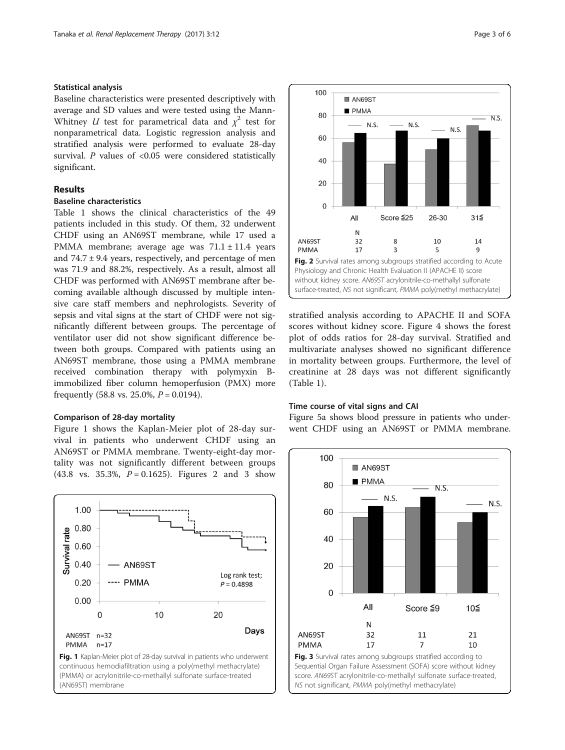### Statistical analysis

Baseline characteristics were presented descriptively with average and SD values and were tested using the Mann-Whitney *U* test for parametrical data and $\chi^2$ test for nonparametrical data. Logistic regression analysis and stratified analysis were performed to evaluate 28-day survival. *P* values of <0.05 were considered statistically significant.

## Results

### Baseline characteristics

Table 1 shows the clinical characteristics of the 49 patients included in this study. Of them, 32 underwent CHDF using an AN69ST membrane, while 17 used a PMMA membrane; average age was 71.1 ± 11.4 years and 74.7 ± 9.4 years, respectively, and percentage of men was 71.9 and 88.2%, respectively. As a result, almost all CHDF was performed with AN69ST membrane after becoming available although discussed by multiple intensive care staff members and nephrologists. Severity of sepsis and vital signs at the start of CHDF were not significantly different between groups. The percentage of ventilator user did not show significant difference between both groups. Compared with patients using an AN69ST membrane, those using a PMMA membrane received combination therapy with polymyxin B-immobilized fiber column hemoperfusion (PMX) more frequently (58.8 vs. 25.0%, $P = 0.0194$).

### Comparison of 28-day mortality

Figure 1 shows the Kaplan-Meier plot of 28-day survival in patients who underwent CHDF using an AN69ST or PMMA membrane. Twenty-eight-day mortality was not significantly different between groups (43.8 vs. 35.3%, $P = 0.1625$). Figures 2 and 3 show stratified analysis according to APACHE II and SOFA scores without kidney score. Figure 4 shows the forest plot of odds ratios for 28-day survival. Stratified and multivariate analyses showed no significant difference in mortality between groups. Furthermore, the level of creatinine at 28 days was not different significantly (Table 1).

**Fig. 1** Kaplan-Meier plot of 28-day survival in patients who underwent continuous hemodiafiltration using a poly(methyl methacrylate) (PMMA) or acrylonitrile-co-methallyl sulfonate surface-treated (AN69ST) membrane

**Fig. 2** Survival rates among subgroups stratified according to Acute Physiology and Chronic Health Evaluation II (APACHE II) score without kidney score. *AN69ST* acrylonitrile-co-methallyl sulfonate surface-treated, *NS* not significant, *PMMA* poly(methyl methacrylate)

### Time course of vital signs and CAI

Figure 5a shows blood pressure in patients who underwent CHDF using an AN69ST or PMMA membrane.

**Fig. 3** Survival rates among subgroups stratified according to Sequential Organ Failure Assessment (SOFA) score without kidney score. *AN69ST* acrylonitrile-co-methallyl sulfonate surface-treated, *NS* not significant, *PMMA* poly(methyl methacrylate)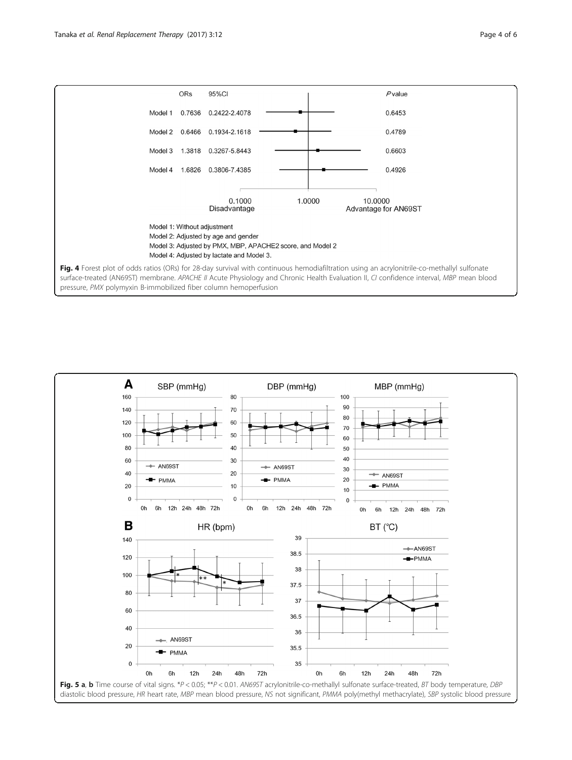| | ORs | 95%CI | *P* value |
|---|---|---|---|
| Model 1 | 0.7636 | 0.2422-2.4078 | 0.6453 |
| Model 2 | 0.6466 | 0.1934-2.1618 | 0.4789 |
| Model 3 | 1.3818 | 0.3267-5.8443 | 0.6603 |
| Model 4 | 1.6826 | 0.3806-7.4385 | 0.4926 |

0.1000 Disadvantage — 1.0000 — 10.0000 Advantage for AN69ST

Model 1: Without adjustment
Model 2: Adjusted by age and gender
Model 3: Adjusted by PMX, MBP, APACHE2 score, and Model 2
Model 4: Adjusted by lactate and Model 3.

**Fig. 4** Forest plot of odds ratios (ORs) for 28-day survival with continuous hemodiafiltration using an acrylonitrile-co-methallyl sulfonate surface-treated (AN69ST) membrane. *APACHE II* Acute Physiology and Chronic Health Evaluation II, *CI* confidence interval, *MBP* mean blood pressure, *PMX* polymyxin B-immobilized fiber column hemoperfusion

**Fig. 5 a**, **b** Time course of vital signs. \*$P < 0.05$; \*\*$P < 0.01$. *AN69ST* acrylonitrile-co-methallyl sulfonate surface-treated, *BT* body temperature, *DBP* diastolic blood pressure, *HR* heart rate, *MBP* mean blood pressure, *NS* not significant, *PMMA* poly(methyl methacrylate), *SBP* systolic blood pressure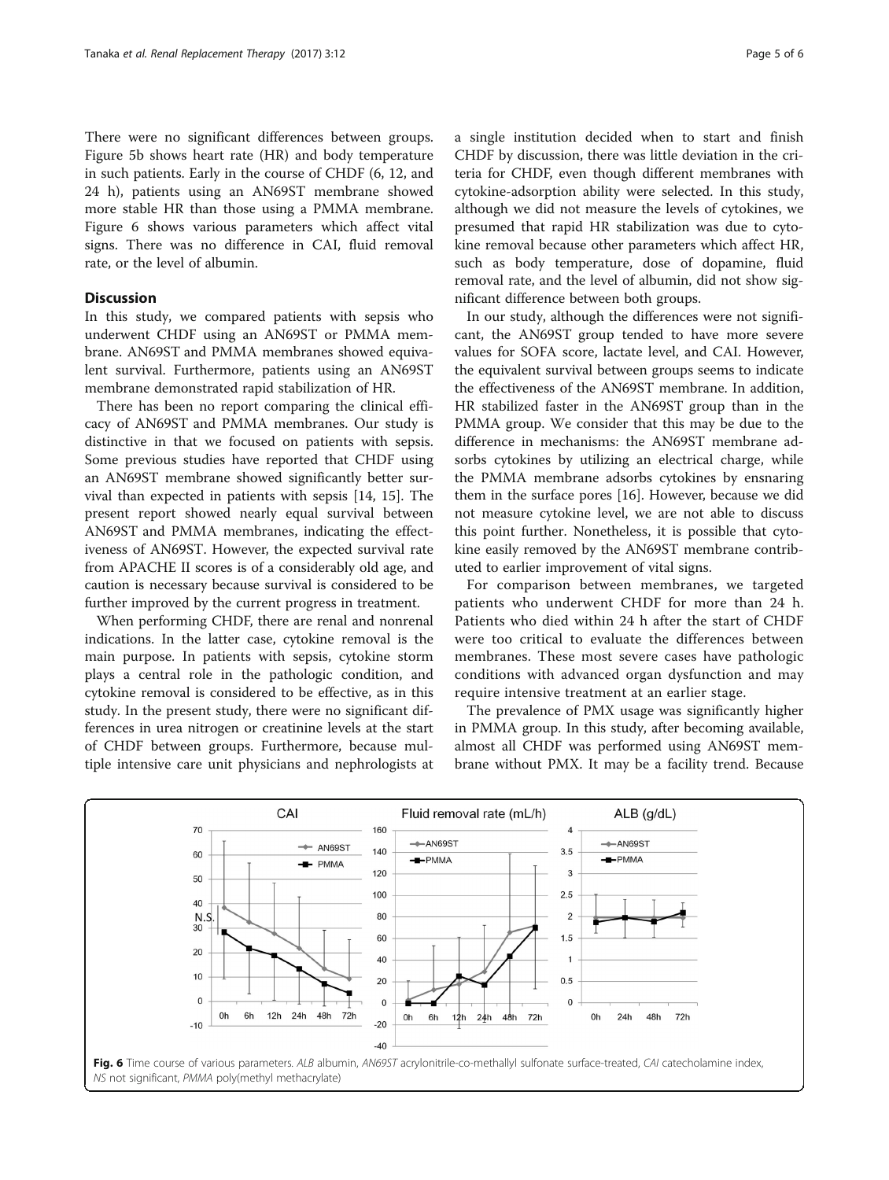There were no significant differences between groups. Figure 5b shows heart rate (HR) and body temperature in such patients. Early in the course of CHDF (6, 12, and 24 h), patients using an AN69ST membrane showed more stable HR than those using a PMMA membrane. Figure 6 shows various parameters which affect vital signs. There was no difference in CAI, fluid removal rate, or the level of albumin.

## Discussion

In this study, we compared patients with sepsis who underwent CHDF using an AN69ST or PMMA membrane. AN69ST and PMMA membranes showed equivalent survival. Furthermore, patients using an AN69ST membrane demonstrated rapid stabilization of HR.

There has been no report comparing the clinical efficacy of AN69ST and PMMA membranes. Our study is distinctive in that we focused on patients with sepsis. Some previous studies have reported that CHDF using an AN69ST membrane showed significantly better survival than expected in patients with sepsis [14, 15]. The present report showed nearly equal survival between AN69ST and PMMA membranes, indicating the effectiveness of AN69ST. However, the expected survival rate from APACHE II scores is of a considerably old age, and caution is necessary because survival is considered to be further improved by the current progress in treatment.

When performing CHDF, there are renal and nonrenal indications. In the latter case, cytokine removal is the main purpose. In patients with sepsis, cytokine storm plays a central role in the pathologic condition, and cytokine removal is considered to be effective, as in this study. In the present study, there were no significant differences in urea nitrogen or creatinine levels at the start of CHDF between groups. Furthermore, because multiple intensive care unit physicians and nephrologists at a single institution decided when to start and finish CHDF by discussion, there was little deviation in the criteria for CHDF, even though different membranes with cytokine-adsorption ability were selected. In this study, although we did not measure the levels of cytokines, we presumed that rapid HR stabilization was due to cytokine removal because other parameters which affect HR, such as body temperature, dose of dopamine, fluid removal rate, and the level of albumin, did not show significant difference between both groups.

In our study, although the differences were not significant, the AN69ST group tended to have more severe values for SOFA score, lactate level, and CAI. However, the equivalent survival between groups seems to indicate the effectiveness of the AN69ST membrane. In addition, HR stabilized faster in the AN69ST group than in the PMMA group. We consider that this may be due to the difference in mechanisms: the AN69ST membrane adsorbs cytokines by utilizing an electrical charge, while the PMMA membrane adsorbs cytokines by ensnaring them in the surface pores [16]. However, because we did not measure cytokine level, we are not able to discuss this point further. Nonetheless, it is possible that cytokine easily removed by the AN69ST membrane contributed to earlier improvement of vital signs.

For comparison between membranes, we targeted patients who underwent CHDF for more than 24 h. Patients who died within 24 h after the start of CHDF were too critical to evaluate the differences between membranes. These most severe cases have pathologic conditions with advanced organ dysfunction and may require intensive treatment at an earlier stage.

The prevalence of PMX usage was significantly higher in PMMA group. In this study, after becoming available, almost all CHDF was performed using AN69ST membrane without PMX. It may be a facility trend. Because

**Fig. 6** Time course of various parameters. *ALB* albumin, *AN69ST* acrylonitrile-co-methallyl sulfonate surface-treated, *CAI* catecholamine index, *NS* not significant, *PMMA* poly(methyl methacrylate)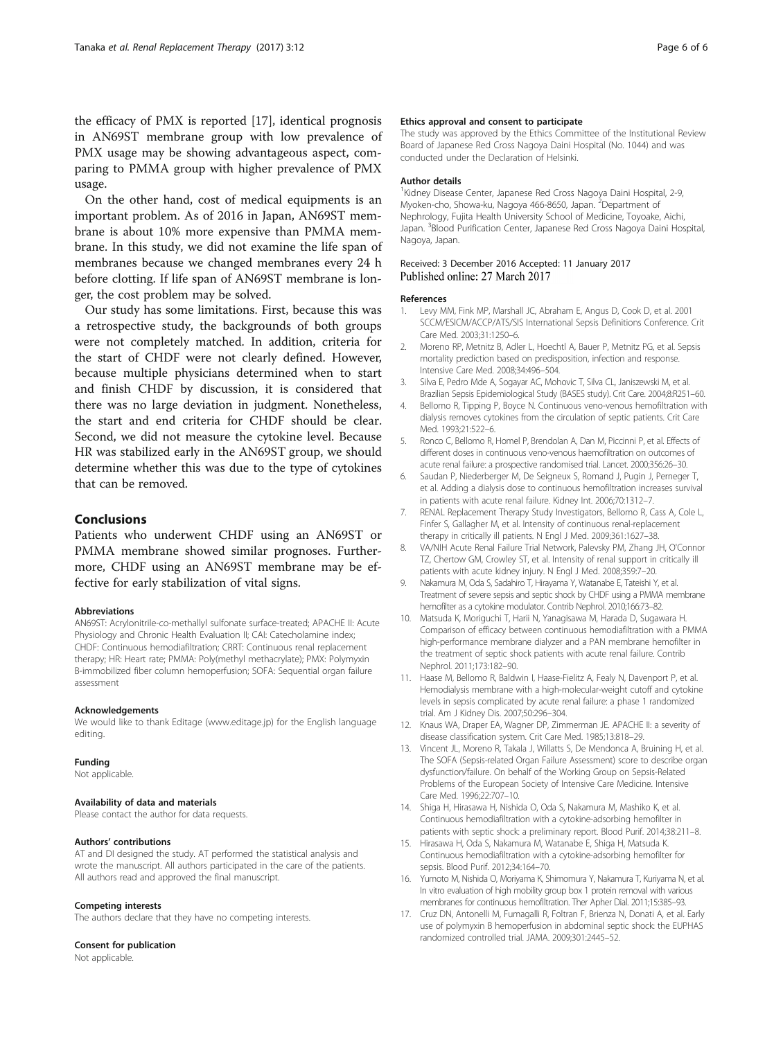the efficacy of PMX is reported [17], identical prognosis in AN69ST membrane group with low prevalence of PMX usage may be showing advantageous aspect, comparing to PMMA group with higher prevalence of PMX usage.

On the other hand, cost of medical equipments is an important problem. As of 2016 in Japan, AN69ST membrane is about 10% more expensive than PMMA membrane. In this study, we did not examine the life span of membranes because we changed membranes every 24 h before clotting. If life span of AN69ST membrane is longer, the cost problem may be solved.

Our study has some limitations. First, because this was a retrospective study, the backgrounds of both groups were not completely matched. In addition, criteria for the start of CHDF were not clearly defined. However, because multiple physicians determined when to start and finish CHDF by discussion, it is considered that there was no large deviation in judgment. Nonetheless, the start and end criteria for CHDF should be clear. Second, we did not measure the cytokine level. Because HR was stabilized early in the AN69ST group, we should determine whether this was due to the type of cytokines that can be removed.

## Conclusions

Patients who underwent CHDF using an AN69ST or PMMA membrane showed similar prognoses. Furthermore, CHDF using an AN69ST membrane may be effective for early stabilization of vital signs.

#### Abbreviations

AN69ST: Acrylonitrile-co-methallyl sulfonate surface-treated; APACHE II: Acute Physiology and Chronic Health Evaluation II; CAI: Catecholamine index; CHDF: Continuous hemodiafiltration; CRRT: Continuous renal replacement therapy; HR: Heart rate; PMMA: Poly(methyl methacrylate); PMX: Polymyxin B-immobilized fiber column hemoperfusion; SOFA: Sequential organ failure assessment

#### Acknowledgements

We would like to thank Editage (www.editage.jp) for the English language editing.

#### Funding

Not applicable.

#### Availability of data and materials

Please contact the author for data requests.

#### Authors' contributions

AT and DI designed the study. AT performed the statistical analysis and wrote the manuscript. All authors participated in the care of the patients. All authors read and approved the final manuscript.

#### Competing interests

The authors declare that they have no competing interests.

#### Consent for publication

Not applicable.

#### Ethics approval and consent to participate

The study was approved by the Ethics Committee of the Institutional Review Board of Japanese Red Cross Nagoya Daini Hospital (No. 1044) and was conducted under the Declaration of Helsinki.

#### Author details

[1]Kidney Disease Center, Japanese Red Cross Nagoya Daini Hospital, 2-9, Myoken-cho, Showa-ku, Nagoya 466-8650, Japan. [2]Department of Nephrology, Fujita Health University School of Medicine, Toyoake, Aichi, Japan. [3]Blood Purification Center, Japanese Red Cross Nagoya Daini Hospital, Nagoya, Japan.

Received: 3 December 2016 Accepted: 11 January 2017
Published online: 27 March 2017

#### References

1. Levy MM, Fink MP, Marshall JC, Abraham E, Angus D, Cook D, et al. 2001 SCCM/ESICM/ACCP/ATS/SIS International Sepsis Definitions Conference. Crit Care Med. 2003;31:1250–6.
2. Moreno RP, Metnitz B, Adler L, Hoechtl A, Bauer P, Metnitz PG, et al. Sepsis mortality prediction based on predisposition, infection and response. Intensive Care Med. 2008;34:496–504.
3. Silva E, Pedro Mde A, Sogayar AC, Mohovic T, Silva CL, Janiszewski M, et al. Brazilian Sepsis Epidemiological Study (BASES study). Crit Care. 2004;8:R251–60.
4. Bellomo R, Tipping P, Boyce N. Continuous veno-venous hemofiltration with dialysis removes cytokines from the circulation of septic patients. Crit Care Med. 1993;21:522–6.
5. Ronco C, Bellomo R, Homel P, Brendolan A, Dan M, Piccinni P, et al. Effects of different doses in continuous veno-venous haemofiltration on outcomes of acute renal failure: a prospective randomised trial. Lancet. 2000;356:26–30.
6. Saudan P, Niederberger M, De Seigneux S, Romand J, Pugin J, Perneger T, et al. Adding a dialysis dose to continuous hemofiltration increases survival in patients with acute renal failure. Kidney Int. 2006;70:1312–7.
7. RENAL Replacement Therapy Study Investigators, Bellomo R, Cass A, Cole L, Finfer S, Gallagher M, et al. Intensity of continuous renal-replacement therapy in critically ill patients. N Engl J Med. 2009;361:1627–38.
8. VA/NIH Acute Renal Failure Trial Network, Palevsky PM, Zhang JH, O'Connor TZ, Chertow GM, Crowley ST, et al. Intensity of renal support in critically ill patients with acute kidney injury. N Engl J Med. 2008;359:7–20.
9. Nakamura M, Oda S, Sadahiro T, Hirayama Y, Watanabe E, Tateishi Y, et al. Treatment of severe sepsis and septic shock by CHDF using a PMMA membrane hemofilter as a cytokine modulator. Contrib Nephrol. 2010;166:73–82.
10. Matsuda K, Moriguchi T, Harii N, Yanagisawa M, Harada D, Sugawara H. Comparison of efficacy between continuous hemodiafiltration with a PMMA high-performance membrane dialyzer and a PAN membrane hemofilter in the treatment of septic shock patients with acute renal failure. Contrib Nephrol. 2011;173:182–90.
11. Haase M, Bellomo R, Baldwin I, Haase-Fielitz A, Fealy N, Davenport P, et al. Hemodialysis membrane with a high-molecular-weight cutoff and cytokine levels in sepsis complicated by acute renal failure: a phase 1 randomized trial. Am J Kidney Dis. 2007;50:296–304.
12. Knaus WA, Draper EA, Wagner DP, Zimmerman JE. APACHE II: a severity of disease classification system. Crit Care Med. 1985;13:818–29.
13. Vincent JL, Moreno R, Takala J, Willatts S, De Mendonca A, Bruining H, et al. The SOFA (Sepsis-related Organ Failure Assessment) score to describe organ dysfunction/failure. On behalf of the Working Group on Sepsis-Related Problems of the European Society of Intensive Care Medicine. Intensive Care Med. 1996;22:707–10.
14. Shiga H, Hirasawa H, Nishida O, Oda S, Nakamura M, Mashiko K, et al. Continuous hemodiafiltration with a cytokine-adsorbing hemofilter in patients with septic shock: a preliminary report. Blood Purif. 2014;38:211–8.
15. Hirasawa H, Oda S, Nakamura M, Watanabe E, Shiga H, Matsuda K. Continuous hemodiafiltration with a cytokine-adsorbing hemofilter for sepsis. Blood Purif. 2012;34:164–70.
16. Yumoto M, Nishida O, Moriyama K, Shimomura Y, Nakamura T, Kuriyama N, et al. In vitro evaluation of high mobility group box 1 protein removal with various membranes for continuous hemofiltration. Ther Apher Dial. 2011;15:385–93.
17. Cruz DN, Antonelli M, Fumagalli R, Foltran F, Brienza N, Donati A, et al. Early use of polymyxin B hemoperfusion in abdominal septic shock: the EUPHAS randomized controlled trial. JAMA. 2009;301:2445–52.